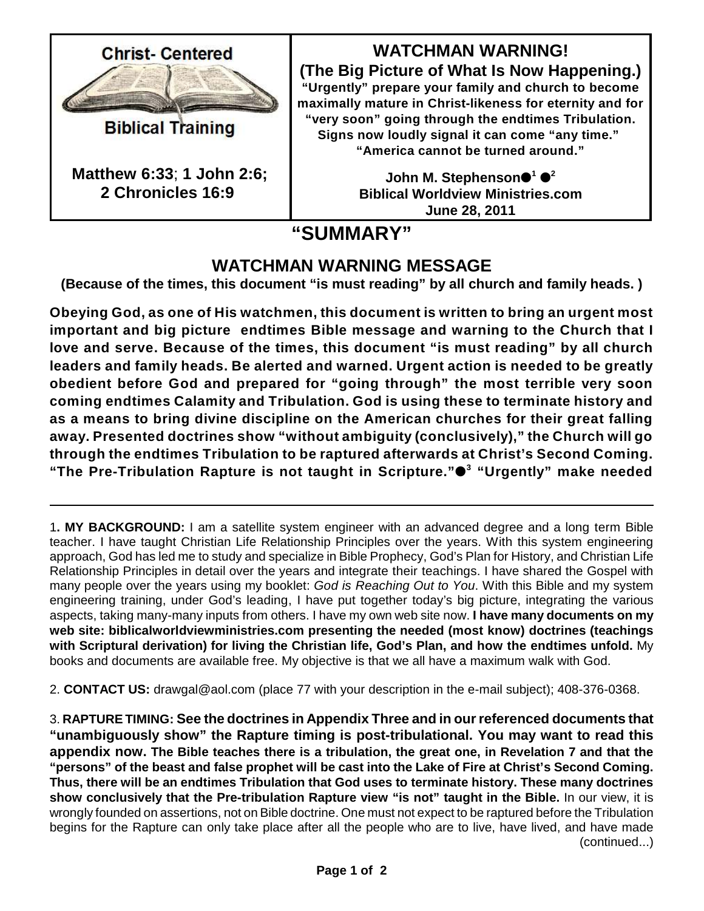**Christ- Centered**

**Biblical Training**

**Matthew 6:33; 1 John 2:6; 2 Chronicles 16:9**

# WATCHMAN WARNING!

**(The Big Picture of What Is Now Happening.)**

**"Urgently" prepare your family and church to become maximally mature in Christ-likeness for eternity and for "very soon" going through the endtimes Tribulation. Signs now loudly signal it can come "any time." "America cannot be turned around."**

**John M. Stephenson●[1] ●[2]**
**Biblical Worldview Ministries.com**
**June 28, 2011**

# "SUMMARY"

## WATCHMAN WARNING MESSAGE

**(Because of the times, this document "is must reading" by all church and family heads. )**

**Obeying God, as one of His watchmen, this document is written to bring an urgent most important and big picture endtimes Bible message and warning to the Church that I love and serve. Because of the times, this document "is must reading" by all church leaders and family heads. Be alerted and warned. Urgent action is needed to be greatly obedient before God and prepared for "going through" the most terrible very soon coming endtimes Calamity and Tribulation. God is using these to terminate history and as a means to bring divine discipline on the American churches for their great falling away. Presented doctrines show "without ambiguity (conclusively)," the Church will go through the endtimes Tribulation to be raptured afterwards at Christ's Second Coming. "The Pre-Tribulation Rapture is not taught in Scripture."●[3] "Urgently" make needed**

---

1**. MY BACKGROUND:** I am a satellite system engineer with an advanced degree and a long term Bible teacher. I have taught Christian Life Relationship Principles over the years. With this system engineering approach, God has led me to study and specialize in Bible Prophecy, God's Plan for History, and Christian Life Relationship Principles in detail over the years and integrate their teachings. I have shared the Gospel with many people over the years using my booklet: *God is Reaching Out to You*. With this Bible and my system engineering training, under God's leading, I have put together today's big picture, integrating the various aspects, taking many-many inputs from others. I have my own web site now. **I have many documents on my web site: biblicalworldviewministries.com presenting the needed (most know) doctrines (teachings with Scriptural derivation) for living the Christian life, God's Plan, and how the endtimes unfold.** My books and documents are available free. My objective is that we all have a maximum walk with God.

2. **CONTACT US:** drawgal@aol.com (place 77 with your description in the e-mail subject); 408-376-0368.

3. **RAPTURE TIMING: See the doctrines in Appendix Three and in our referenced documents that "unambiguously show" the Rapture timing is post-tribulational. You may want to read this appendix now. The Bible teaches there is a tribulation, the great one, in Revelation 7 and that the "persons" of the beast and false prophet will be cast into the Lake of Fire at Christ's Second Coming. Thus, there will be an endtimes Tribulation that God uses to terminate history. These many doctrines show conclusively that the Pre-tribulation Rapture view "is not" taught in the Bible.** In our view, it is wrongly founded on assertions, not on Bible doctrine. One must not expect to be raptured before the Tribulation begins for the Rapture can only take place after all the people who are to live, have lived, and have made (continued...)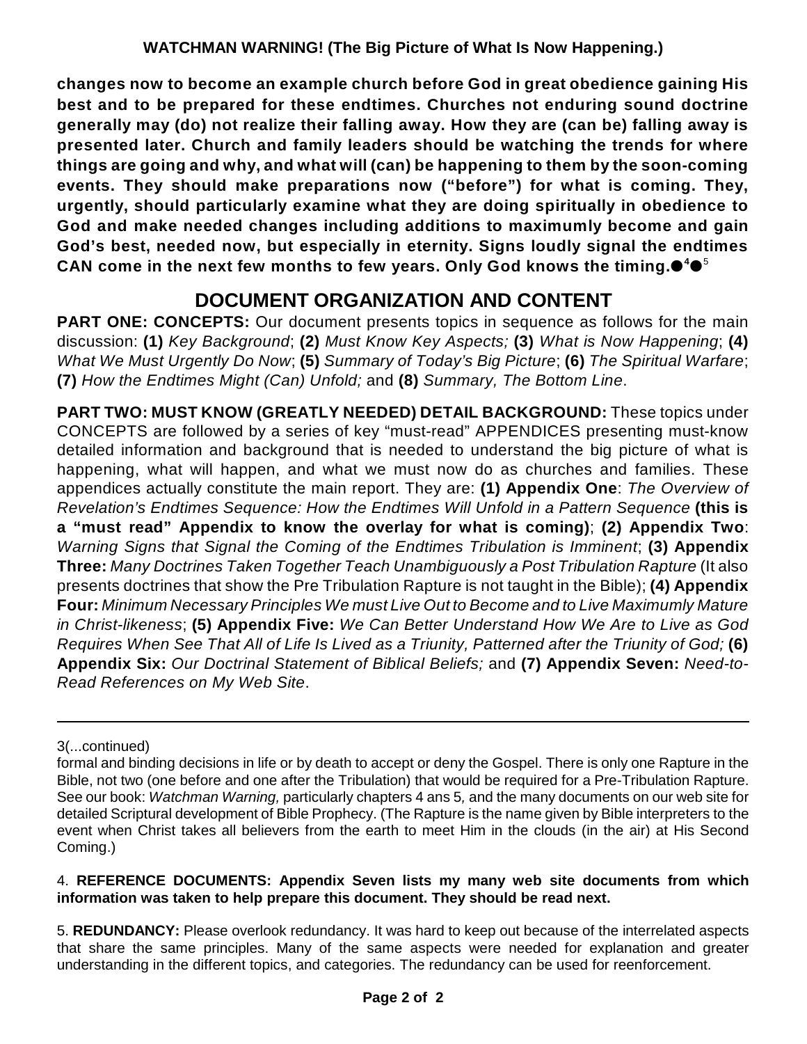**changes now to become an example church before God in great obedience gaining His best and to be prepared for these endtimes. Churches not enduring sound doctrine generally may (do) not realize their falling away. How they are (can be) falling away is presented later. Church and family leaders should be watching the trends for where things are going and why, and what will (can) be happening to them by the soon-coming events. They should make preparations now ("before") for what is coming. They, urgently, should particularly examine what they are doing spiritually in obedience to God and make needed changes including additions to maximumly become and gain God's best, needed now, but especially in eternity. Signs loudly signal the endtimes CAN come in the next few months to few years. Only God knows the timing.●[4]●**[5]

## DOCUMENT ORGANIZATION AND CONTENT

**PART ONE: CONCEPTS:** Our document presents topics in sequence as follows for the main discussion: **(1)** *Key Background*; **(2)** *Must Know Key Aspects;* **(3)** *What is Now Happening*; **(4)** *What We Must Urgently Do Now*; **(5)** *Summary of Today's Big Picture*; **(6)** *The Spiritual Warfare*; **(7)** *How the Endtimes Might (Can) Unfold;* and **(8)** *Summary, The Bottom Line*.

**PART TWO: MUST KNOW (GREATLY NEEDED) DETAIL BACKGROUND:** These topics under CONCEPTS are followed by a series of key "must-read" APPENDICES presenting must-know detailed information and background that is needed to understand the big picture of what is happening, what will happen, and what we must now do as churches and families. These appendices actually constitute the main report. They are: **(1) Appendix One**: *The Overview of Revelation's Endtimes Sequence: How the Endtimes Will Unfold in a Pattern Sequence* **(this is a "must read" Appendix to know the overlay for what is coming)**; **(2) Appendix Two**: *Warning Signs that Signal the Coming of the Endtimes Tribulation is Imminent*; **(3) Appendix Three:** *Many Doctrines Taken Together Teach Unambiguously a Post Tribulation Rapture* (It also presents doctrines that show the Pre Tribulation Rapture is not taught in the Bible); **(4) Appendix Four:** *Minimum Necessary Principles We must Live Out to Become and to Live Maximumly Mature in Christ-likeness*; **(5) Appendix Five:** *We Can Better Understand How We Are to Live as God Requires When See That All of Life Is Lived as a Triunity, Patterned after the Triunity of God;* **(6) Appendix Six:** *Our Doctrinal Statement of Biblical Beliefs;* and **(7) Appendix Seven:** *Need-to-Read References on My Web Site*.

---

3(...continued)

formal and binding decisions in life or by death to accept or deny the Gospel. There is only one Rapture in the Bible, not two (one before and one after the Tribulation) that would be required for a Pre-Tribulation Rapture. See our book: *Watchman Warning,* particularly chapters 4 ans 5*,* and the many documents on our web site for detailed Scriptural development of Bible Prophecy. (The Rapture is the name given by Bible interpreters to the event when Christ takes all believers from the earth to meet Him in the clouds (in the air) at His Second Coming.)

4. **REFERENCE DOCUMENTS: Appendix Seven lists my many web site documents from which information was taken to help prepare this document. They should be read next.**

5. **REDUNDANCY:** Please overlook redundancy. It was hard to keep out because of the interrelated aspects that share the same principles. Many of the same aspects were needed for explanation and greater understanding in the different topics, and categories. The redundancy can be used for reenforcement.